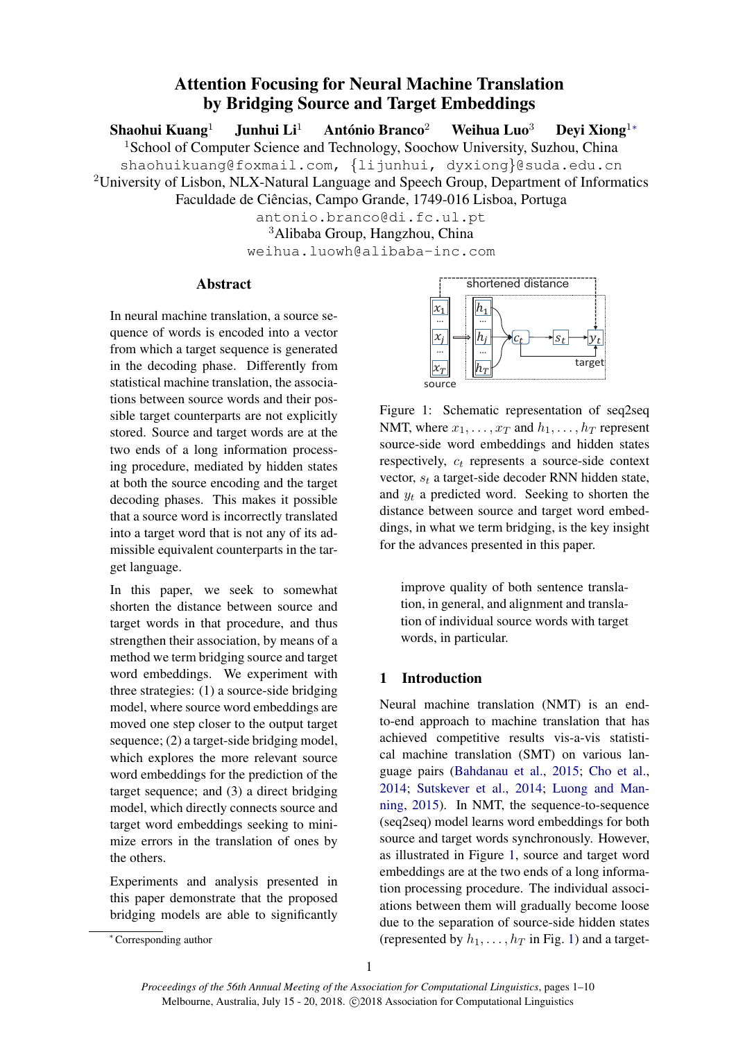# Attention Focusing for Neural Machine Translation by Bridging Source and Target Embeddings

**Shaohui Kuang**[1] **Junhui Li**[1] **António Branco**[2] **Weihua Luo**[3] **Deyi Xiong**[1*]

[1]School of Computer Science and Technology, Soochow University, Suzhou, China
shaohuikuang@foxmail.com, {lijunhui, dyxiong}@suda.edu.cn
[2]University of Lisbon, NLX-Natural Language and Speech Group, Department of Informatics
Faculdade de Ciências, Campo Grande, 1749-016 Lisboa, Portuga
antonio.branco@di.fc.ul.pt
[3]Alibaba Group, Hangzhou, China
weihua.luowh@alibaba-inc.com

## Abstract

In neural machine translation, a source sequence of words is encoded into a vector from which a target sequence is generated in the decoding phase. Differently from statistical machine translation, the associations between source words and their possible target counterparts are not explicitly stored. Source and target words are at the two ends of a long information processing procedure, mediated by hidden states at both the source encoding and the target decoding phases. This makes it possible that a source word is incorrectly translated into a target word that is not any of its admissible equivalent counterparts in the target language.

In this paper, we seek to somewhat shorten the distance between source and target words in that procedure, and thus strengthen their association, by means of a method we term bridging source and target word embeddings. We experiment with three strategies: (1) a source-side bridging model, where source word embeddings are moved one step closer to the output target sequence; (2) a target-side bridging model, which explores the more relevant source word embeddings for the prediction of the target sequence; and (3) a direct bridging model, which directly connects source and target word embeddings seeking to minimize errors in the translation of ones by the others.

Experiments and analysis presented in this paper demonstrate that the proposed bridging models are able to significantly improve quality of both sentence translation, in general, and alignment and translation of individual source words with target words, in particular.

[*] Corresponding author

Figure 1: Schematic representation of seq2seq NMT, where $x_1, \ldots, x_T$ and $h_1, \ldots, h_T$ represent source-side word embeddings and hidden states respectively, $c_t$ represents a source-side context vector, $s_t$ a target-side decoder RNN hidden state, and $y_t$ a predicted word. Seeking to shorten the distance between source and target word embeddings, in what we term bridging, is the key insight for the advances presented in this paper.

## 1 Introduction

Neural machine translation (NMT) is an end-to-end approach to machine translation that has achieved competitive results vis-a-vis statistical machine translation (SMT) on various language pairs (Bahdanau et al., 2015; Cho et al., 2014; Sutskever et al., 2014; Luong and Manning, 2015). In NMT, the sequence-to-sequence (seq2seq) model learns word embeddings for both source and target words synchronously. However, as illustrated in Figure 1, source and target word embeddings are at the two ends of a long information processing procedure. The individual associations between them will gradually become loose due to the separation of source-side hidden states (represented by $h_1, \ldots, h_T$ in Fig. 1) and a target-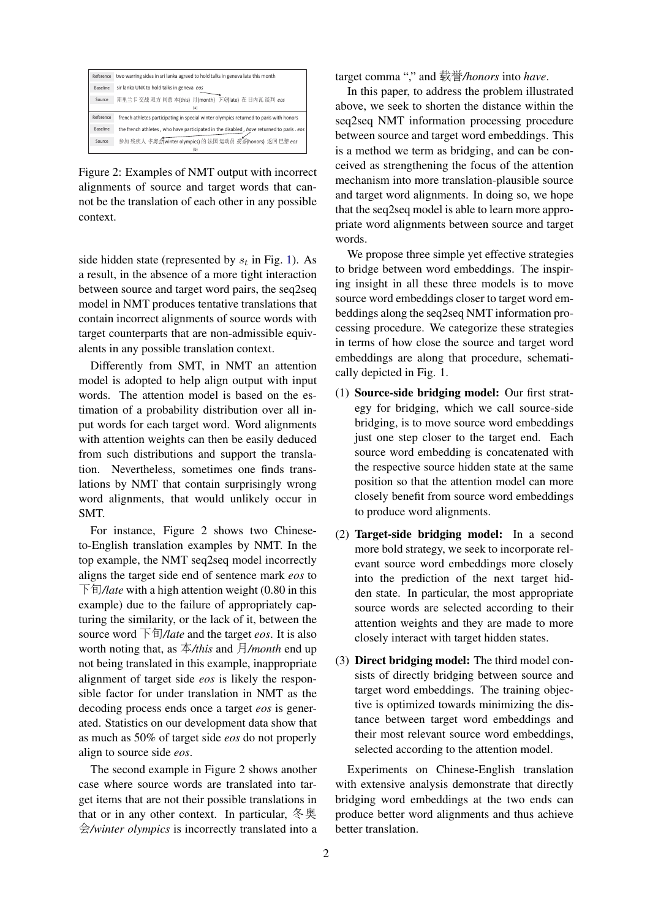| | |
|---|---|
| Reference | two warring sides in sri lanka agreed to hold talks in geneva late this month |
| Baseline | sir lanka UNK to hold talks in geneva *eos* |
| Source | 斯里兰卡 交战 双方 同意 本(this) 月(month) 下旬(late) 在 日内瓦 谈判 *eos* |
| | (a) |
| Reference | french athletes participating in special winter olympics returned to paris with honors |
| Baseline | the french athletes , who have participated in the disabled , *have* returned to paris . *eos* |
| Source | 参加 残疾人 冬奥会(winter olympics) 的 法国 运动员 载誉(honors) 返回 巴黎 *eos* |
| | (b) |

Figure 2: Examples of NMT output with incorrect alignments of source and target words that cannot be the translation of each other in any possible context.

side hidden state (represented by $s_t$ in Fig. 1). As a result, in the absence of a more tight interaction between source and target word pairs, the seq2seq model in NMT produces tentative translations that contain incorrect alignments of source words with target counterparts that are non-admissible equivalents in any possible translation context.

Differently from SMT, in NMT an attention model is adopted to help align output with input words. The attention model is based on the estimation of a probability distribution over all input words for each target word. Word alignments with attention weights can then be easily deduced from such distributions and support the translation. Nevertheless, sometimes one finds translations by NMT that contain surprisingly wrong word alignments, that would unlikely occur in SMT.

For instance, Figure 2 shows two Chinese-to-English translation examples by NMT. In the top example, the NMT seq2seq model incorrectly aligns the target side end of sentence mark *eos* to 下旬*/late* with a high attention weight (0.80 in this example) due to the failure of appropriately capturing the similarity, or the lack of it, between the source word 下旬*/late* and the target *eos*. It is also worth noting that, as 本*/this* and 月*/month* end up not being translated in this example, inappropriate alignment of target side *eos* is likely the responsible factor for under translation in NMT as the decoding process ends once a target *eos* is generated. Statistics on our development data show that as much as 50% of target side *eos* do not properly align to source side *eos*.

The second example in Figure 2 shows another case where source words are translated into target items that are not their possible translations in that or in any other context. In particular, 冬奥会*/winter olympics* is incorrectly translated into a target comma "," and 载誉*/honors* into *have*.

In this paper, to address the problem illustrated above, we seek to shorten the distance within the seq2seq NMT information processing procedure between source and target word embeddings. This is a method we term as bridging, and can be conceived as strengthening the focus of the attention mechanism into more translation-plausible source and target word alignments. In doing so, we hope that the seq2seq model is able to learn more appropriate word alignments between source and target words.

We propose three simple yet effective strategies to bridge between word embeddings. The inspiring insight in all these three models is to move source word embeddings closer to target word embeddings along the seq2seq NMT information processing procedure. We categorize these strategies in terms of how close the source and target word embeddings are along that procedure, schematically depicted in Fig. 1.

(1) **Source-side bridging model:** Our first strategy for bridging, which we call source-side bridging, is to move source word embeddings just one step closer to the target end. Each source word embedding is concatenated with the respective source hidden state at the same position so that the attention model can more closely benefit from source word embeddings to produce word alignments.

(2) **Target-side bridging model:** In a second more bold strategy, we seek to incorporate relevant source word embeddings more closely into the prediction of the next target hidden state. In particular, the most appropriate source words are selected according to their attention weights and they are made to more closely interact with target hidden states.

(3) **Direct bridging model:** The third model consists of directly bridging between source and target word embeddings. The training objective is optimized towards minimizing the distance between target word embeddings and their most relevant source word embeddings, selected according to the attention model.

Experiments on Chinese-English translation with extensive analysis demonstrate that directly bridging word embeddings at the two ends can produce better word alignments and thus achieve better translation.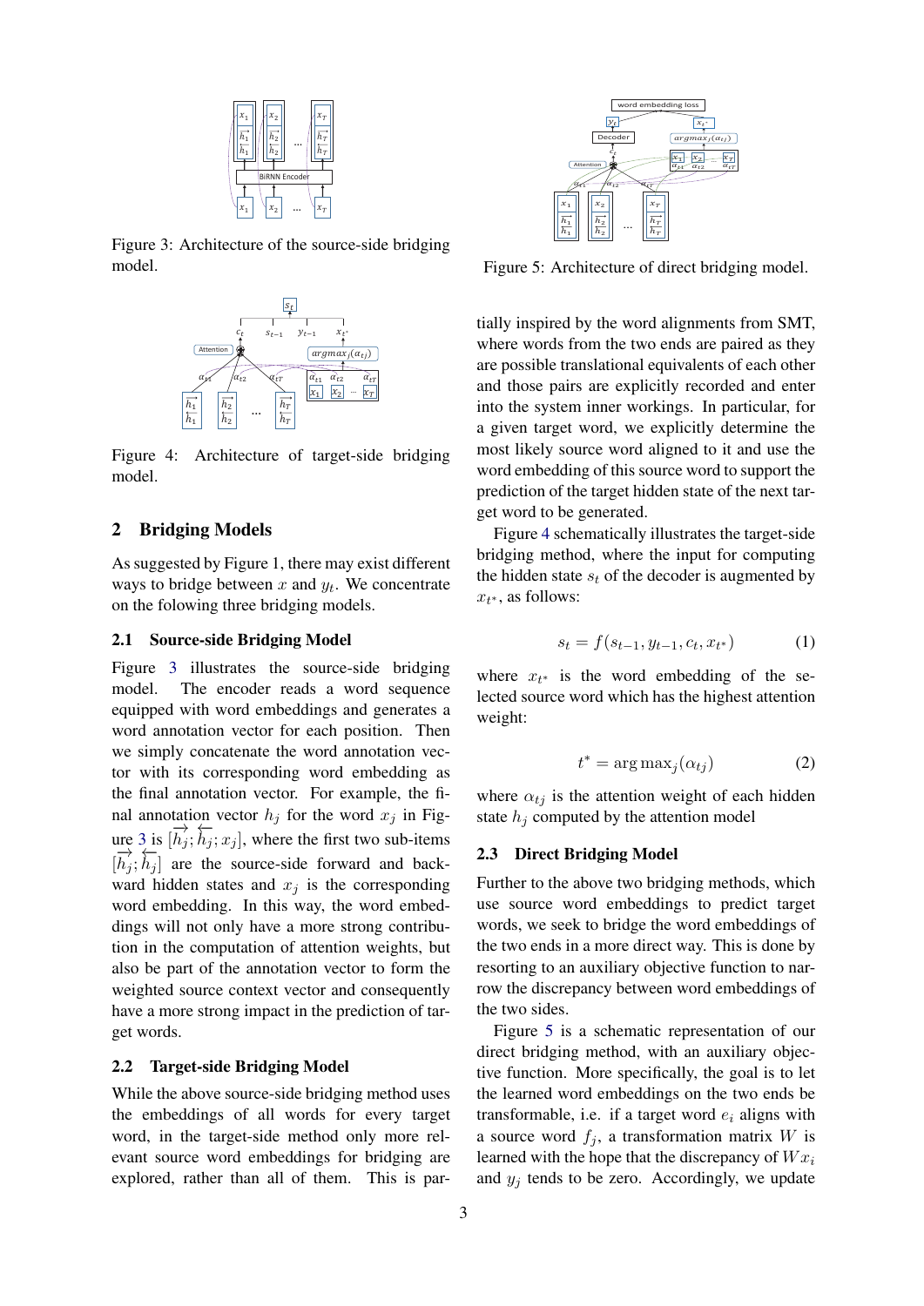Figure 3: Architecture of the source-side bridging model.

Figure 4: Architecture of target-side bridging model.

## 2 Bridging Models

As suggested by Figure 1, there may exist different ways to bridge between $x$ and $y_t$. We concentrate on the folowing three bridging models.

### 2.1 Source-side Bridging Model

Figure 3 illustrates the source-side bridging model. The encoder reads a word sequence equipped with word embeddings and generates a word annotation vector for each position. Then we simply concatenate the word annotation vector with its corresponding word embedding as the final annotation vector. For example, the final annotation vector $h_j$ for the word $x_j$ in Figure 3 is $[\overrightarrow{h_j}; \overleftarrow{h_j}; x_j]$, where the first two sub-items $[\overrightarrow{h_j}; \overleftarrow{h_j}]$ are the source-side forward and backward hidden states and $x_j$ is the corresponding word embedding. In this way, the word embeddings will not only have a more strong contribution in the computation of attention weights, but also be part of the annotation vector to form the weighted source context vector and consequently have a more strong impact in the prediction of target words.

### 2.2 Target-side Bridging Model

While the above source-side bridging method uses the embeddings of all words for every target word, in the target-side method only more relevant source word embeddings for bridging are explored, rather than all of them. This is partially inspired by the word alignments from SMT, where words from the two ends are paired as they are possible translational equivalents of each other and those pairs are explicitly recorded and enter into the system inner workings. In particular, for a given target word, we explicitly determine the most likely source word aligned to it and use the word embedding of this source word to support the prediction of the target hidden state of the next target word to be generated.

Figure 4 schematically illustrates the target-side bridging method, where the input for computing the hidden state $s_t$ of the decoder is augmented by $x_{t^*}$, as follows:

$$s_t = f(s_{t-1}, y_{t-1}, c_t, x_{t^*}) \tag{1}$$

where $x_{t^*}$ is the word embedding of the selected source word which has the highest attention weight:

$$t^* = \arg\max_j(\alpha_{tj}) \tag{2}$$

where $\alpha_{tj}$ is the attention weight of each hidden state $h_j$ computed by the attention model

### 2.3 Direct Bridging Model

Further to the above two bridging methods, which use source word embeddings to predict target words, we seek to bridge the word embeddings of the two ends in a more direct way. This is done by resorting to an auxiliary objective function to narrow the discrepancy between word embeddings of the two sides.

Figure 5 is a schematic representation of our direct bridging method, with an auxiliary objective function. More specifically, the goal is to let the learned word embeddings on the two ends be transformable, i.e. if a target word $e_i$ aligns with a source word $f_j$, a transformation matrix $W$ is learned with the hope that the discrepancy of $Wx_i$ and $y_j$ tends to be zero. Accordingly, we update

Figure 5: Architecture of direct bridging model.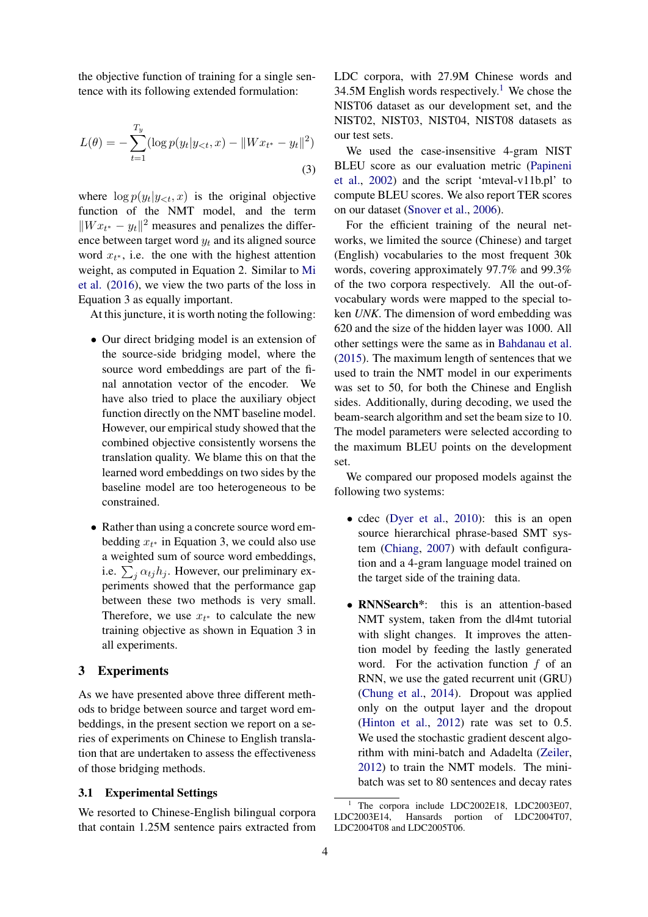the objective function of training for a single sentence with its following extended formulation:

$$L(\theta) = -\sum_{t=1}^{T_y} (\log p(y_t|y_{<t}, x) - \|Wx_{t^*} - y_t\|^2) \quad (3)$$

where $\log p(y_t|y_{<t}, x)$ is the original objective function of the NMT model, and the term $\|Wx_{t^*} - y_t\|^2$ measures and penalizes the difference between target word $y_t$ and its aligned source word $x_{t^*}$, i.e. the one with the highest attention weight, as computed in Equation 2. Similar to Mi et al. (2016), we view the two parts of the loss in Equation 3 as equally important.

At this juncture, it is worth noting the following:

- Our direct bridging model is an extension of the source-side bridging model, where the source word embeddings are part of the final annotation vector of the encoder. We have also tried to place the auxiliary object function directly on the NMT baseline model. However, our empirical study showed that the combined objective consistently worsens the translation quality. We blame this on that the learned word embeddings on two sides by the baseline model are too heterogeneous to be constrained.
- Rather than using a concrete source word embedding $x_{t^*}$ in Equation 3, we could also use a weighted sum of source word embeddings, i.e. $\sum_j \alpha_{tj} h_j$. However, our preliminary experiments showed that the performance gap between these two methods is very small. Therefore, we use $x_{t^*}$ to calculate the new training objective as shown in Equation 3 in all experiments.

## 3 Experiments

As we have presented above three different methods to bridge between source and target word embeddings, in the present section we report on a series of experiments on Chinese to English translation that are undertaken to assess the effectiveness of those bridging methods.

### 3.1 Experimental Settings

We resorted to Chinese-English bilingual corpora that contain 1.25M sentence pairs extracted from LDC corpora, with 27.9M Chinese words and 34.5M English words respectively.[1] We chose the NIST06 dataset as our development set, and the NIST02, NIST03, NIST04, NIST08 datasets as our test sets.

We used the case-insensitive 4-gram NIST BLEU score as our evaluation metric (Papineni et al., 2002) and the script 'mteval-v11b.pl' to compute BLEU scores. We also report TER scores on our dataset (Snover et al., 2006).

For the efficient training of the neural networks, we limited the source (Chinese) and target (English) vocabularies to the most frequent 30k words, covering approximately 97.7% and 99.3% of the two corpora respectively. All the out-of-vocabulary words were mapped to the special token *UNK*. The dimension of word embedding was 620 and the size of the hidden layer was 1000. All other settings were the same as in Bahdanau et al. (2015). The maximum length of sentences that we used to train the NMT model in our experiments was set to 50, for both the Chinese and English sides. Additionally, during decoding, we used the beam-search algorithm and set the beam size to 10. The model parameters were selected according to the maximum BLEU points on the development set.

We compared our proposed models against the following two systems:

- cdec (Dyer et al., 2010): this is an open source hierarchical phrase-based SMT system (Chiang, 2007) with default configuration and a 4-gram language model trained on the target side of the training data.
- **RNNSearch***: this is an attention-based NMT system, taken from the dl4mt tutorial with slight changes. It improves the attention model by feeding the lastly generated word. For the activation function $f$ of an RNN, we use the gated recurrent unit (GRU) (Chung et al., 2014). Dropout was applied only on the output layer and the dropout (Hinton et al., 2012) rate was set to 0.5. We used the stochastic gradient descent algorithm with mini-batch and Adadelta (Zeiler, 2012) to train the NMT models. The mini-batch was set to 80 sentences and decay rates

[1] The corpora include LDC2002E18, LDC2003E07, LDC2003E14, Hansards portion of LDC2004T07, LDC2004T08 and LDC2005T06.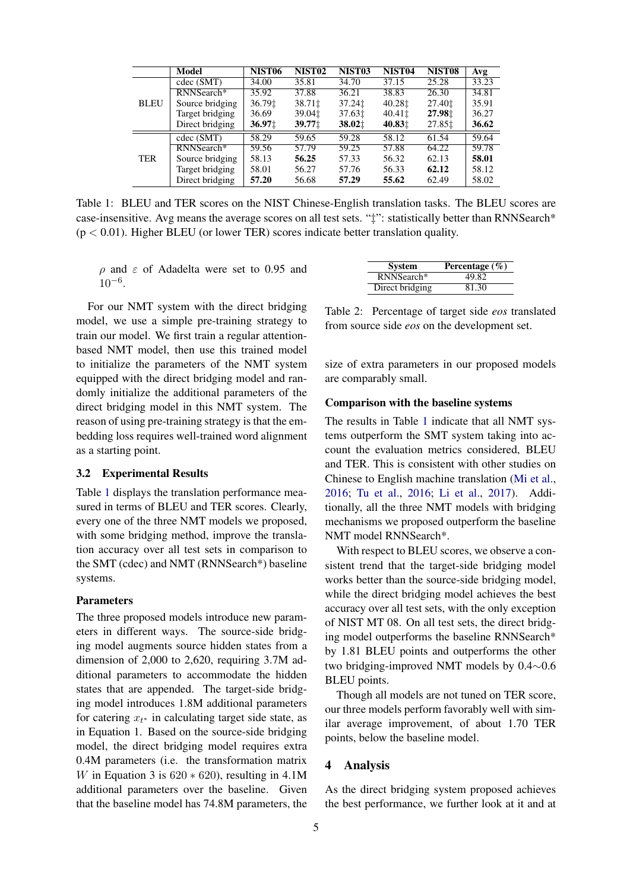| | Model | NIST06 | NIST02 | NIST03 | NIST04 | NIST08 | Avg |
|---|---|---|---|---|---|---|---|
| BLEU | cdec (SMT) | 34.00 | 35.81 | 34.70 | 37.15 | 25.28 | 33.23 |
| | RNNSearch* | 35.92 | 37.88 | 36.21 | 38.83 | 26.30 | 34.81 |
| | Source bridging | 36.79‡ | 38.71‡ | 37.24‡ | 40.28‡ | 27.40‡ | 35.91 |
| | Target bridging | 36.69 | 39.04‡ | 37.63‡ | 40.41‡ | **27.98**‡ | 36.27 |
| | Direct bridging | **36.97**‡ | **39.77**‡ | **38.02**‡ | **40.83**‡ | 27.85‡ | **36.62** |
| TER | cdec (SMT) | 58.29 | 59.65 | 59.28 | 58.12 | 61.54 | 59.64 |
| | RNNSearch* | 59.56 | 57.79 | 59.25 | 57.88 | 64.22 | 59.78 |
| | Source bridging | 58.13 | **56.25** | 57.33 | 56.32 | 62.13 | **58.01** |
| | Target bridging | 58.01 | 56.27 | 57.76 | 56.33 | **62.12** | 58.12 |
| | Direct bridging | **57.20** | 56.68 | **57.29** | **55.62** | 62.49 | 58.02 |

Table 1: BLEU and TER scores on the NIST Chinese-English translation tasks. The BLEU scores are case-insensitive. Avg means the average scores on all test sets. "‡": statistically better than RNNSearch* ($p < 0.01$). Higher BLEU (or lower TER) scores indicate better translation quality.

$\rho$ and $\varepsilon$ of Adadelta were set to 0.95 and $10^{-6}$.

For our NMT system with the direct bridging model, we use a simple pre-training strategy to train our model. We first train a regular attention-based NMT model, then use this trained model to initialize the parameters of the NMT system equipped with the direct bridging model and randomly initialize the additional parameters of the direct bridging model in this NMT system. The reason of using pre-training strategy is that the embedding loss requires well-trained word alignment as a starting point.

### 3.2 Experimental Results

Table 1 displays the translation performance measured in terms of BLEU and TER scores. Clearly, every one of the three NMT models we proposed, with some bridging method, improve the translation accuracy over all test sets in comparison to the SMT (cdec) and NMT (RNNSearch*) baseline systems.

**Parameters**

The three proposed models introduce new parameters in different ways. The source-side bridging model augments source hidden states from a dimension of 2,000 to 2,620, requiring 3.7M additional parameters to accommodate the hidden states that are appended. The target-side bridging model introduces 1.8M additional parameters for catering $x_{t^*}$ in calculating target side state, as in Equation 1. Based on the source-side bridging model, the direct bridging model requires extra 0.4M parameters (i.e. the transformation matrix $W$ in Equation 3 is $620 * 620$), resulting in 4.1M additional parameters over the baseline. Given that the baseline model has 74.8M parameters, the size of extra parameters in our proposed models are comparably small.

| System | Percentage (%) |
|---|---|
| RNNSearch* | 49.82 |
| Direct bridging | 81.30 |

Table 2: Percentage of target side *eos* translated from source side *eos* on the development set.

**Comparison with the baseline systems**

The results in Table 1 indicate that all NMT systems outperform the SMT system taking into account the evaluation metrics considered, BLEU and TER. This is consistent with other studies on Chinese to English machine translation (Mi et al., 2016; Tu et al., 2016; Li et al., 2017). Additionally, all the three NMT models with bridging mechanisms we proposed outperform the baseline NMT model RNNSearch*.

With respect to BLEU scores, we observe a consistent trend that the target-side bridging model works better than the source-side bridging model, while the direct bridging model achieves the best accuracy over all test sets, with the only exception of NIST MT 08. On all test sets, the direct bridging model outperforms the baseline RNNSearch* by 1.81 BLEU points and outperforms the other two bridging-improved NMT models by 0.4$\sim$0.6 BLEU points.

Though all models are not tuned on TER score, our three models perform favorably well with similar average improvement, of about 1.70 TER points, below the baseline model.

## 4 Analysis

As the direct bridging system proposed achieves the best performance, we further look at it and at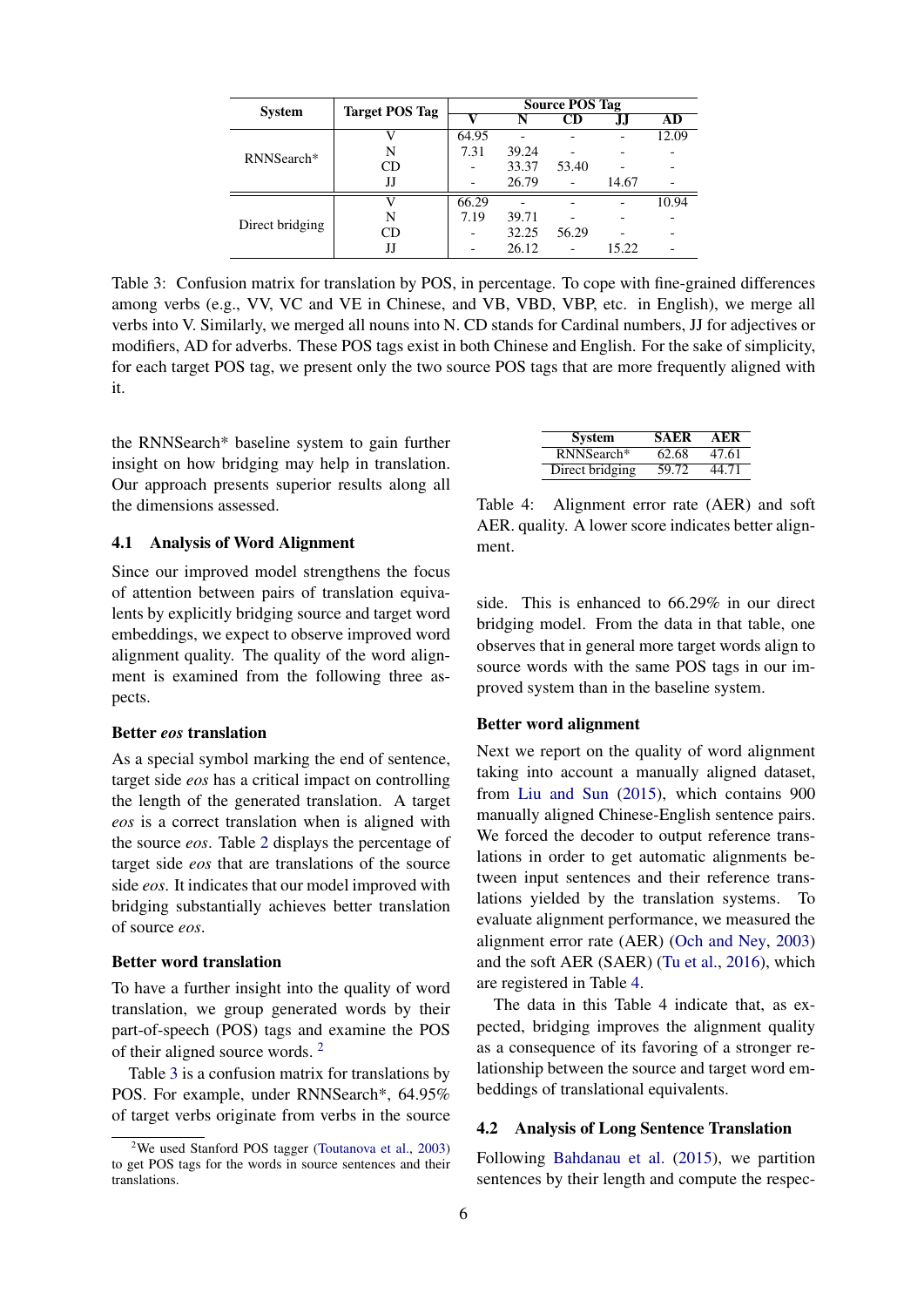| System | Target POS Tag | Source POS Tag | | | | |
|---|---|---|---|---|---|---|
| | | V | N | CD | JJ | AD |
| RNNSearch* | V | 64.95 | - | - | - | 12.09 |
| | N | 7.31 | 39.24 | - | - | - |
| | CD | - | 33.37 | 53.40 | - | - |
| | JJ | - | 26.79 | - | 14.67 | - |
| Direct bridging | V | 66.29 | - | - | - | 10.94 |
| | N | 7.19 | 39.71 | - | - | - |
| | CD | - | 32.25 | 56.29 | - | - |
| | JJ | - | 26.12 | - | 15.22 | - |

Table 3: Confusion matrix for translation by POS, in percentage. To cope with fine-grained differences among verbs (e.g., VV, VC and VE in Chinese, and VB, VBD, VBP, etc. in English), we merge all verbs into V. Similarly, we merged all nouns into N. CD stands for Cardinal numbers, JJ for adjectives or modifiers, AD for adverbs. These POS tags exist in both Chinese and English. For the sake of simplicity, for each target POS tag, we present only the two source POS tags that are more frequently aligned with it.

the RNNSearch* baseline system to gain further insight on how bridging may help in translation. Our approach presents superior results along all the dimensions assessed.

## 4.1 Analysis of Word Alignment

Since our improved model strengthens the focus of attention between pairs of translation equivalents by explicitly bridging source and target word embeddings, we expect to observe improved word alignment quality. The quality of the word alignment is examined from the following three aspects.

**Better *eos* translation**

As a special symbol marking the end of sentence, target side *eos* has a critical impact on controlling the length of the generated translation. A target *eos* is a correct translation when is aligned with the source *eos*. Table 2 displays the percentage of target side *eos* that are translations of the source side *eos*. It indicates that our model improved with bridging substantially achieves better translation of source *eos*.

**Better word translation**

To have a further insight into the quality of word translation, we group generated words by their part-of-speech (POS) tags and examine the POS of their aligned source words. [2]

Table 3 is a confusion matrix for translations by POS. For example, under RNNSearch*, 64.95% of target verbs originate from verbs in the source side. This is enhanced to 66.29% in our direct bridging model. From the data in that table, one observes that in general more target words align to source words with the same POS tags in our improved system than in the baseline system.

[2] We used Stanford POS tagger (Toutanova et al., 2003) to get POS tags for the words in source sentences and their translations.

| System | SAER | AER |
|---|---|---|
| RNNSearch* | 62.68 | 47.61 |
| Direct bridging | 59.72 | 44.71 |

Table 4: Alignment error rate (AER) and soft AER. quality. A lower score indicates better alignment.

**Better word alignment**

Next we report on the quality of word alignment taking into account a manually aligned dataset, from Liu and Sun (2015), which contains 900 manually aligned Chinese-English sentence pairs. We forced the decoder to output reference translations in order to get automatic alignments between input sentences and their reference translations yielded by the translation systems. To evaluate alignment performance, we measured the alignment error rate (AER) (Och and Ney, 2003) and the soft AER (SAER) (Tu et al., 2016), which are registered in Table 4.

The data in this Table 4 indicate that, as expected, bridging improves the alignment quality as a consequence of its favoring of a stronger relationship between the source and target word embeddings of translational equivalents.

## 4.2 Analysis of Long Sentence Translation

Following Bahdanau et al. (2015), we partition sentences by their length and compute the respec-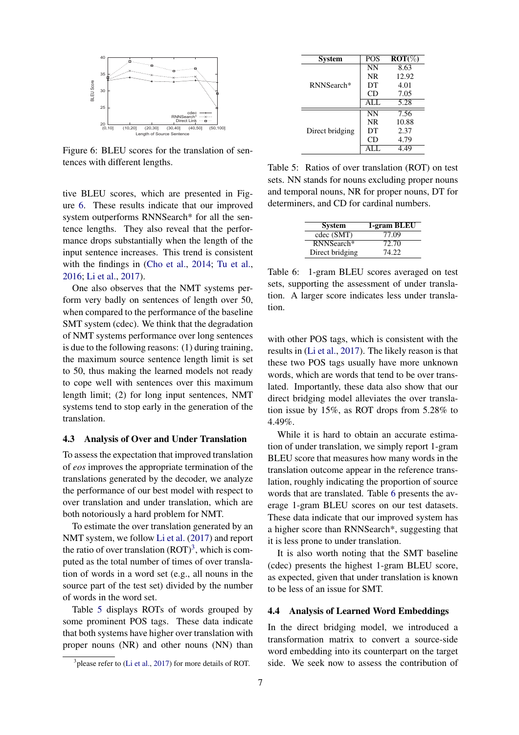Figure 6: BLEU scores for the translation of sentences with different lengths.

tive BLEU scores, which are presented in Figure 6. These results indicate that our improved system outperforms RNNSearch* for all the sentence lengths. They also reveal that the performance drops substantially when the length of the input sentence increases. This trend is consistent with the findings in (Cho et al., 2014; Tu et al., 2016; Li et al., 2017).

One also observes that the NMT systems perform very badly on sentences of length over 50, when compared to the performance of the baseline SMT system (cdec). We think that the degradation of NMT systems performance over long sentences is due to the following reasons: (1) during training, the maximum source sentence length limit is set to 50, thus making the learned models not ready to cope well with sentences over this maximum length limit; (2) for long input sentences, NMT systems tend to stop early in the generation of the translation.

### 4.3 Analysis of Over and Under Translation

To assess the expectation that improved translation of *eos* improves the appropriate termination of the translations generated by the decoder, we analyze the performance of our best model with respect to over translation and under translation, which are both notoriously a hard problem for NMT.

To estimate the over translation generated by an NMT system, we follow Li et al. (2017) and report the ratio of over translation (ROT)[3], which is computed as the total number of times of over translation of words in a word set (e.g., all nouns in the source part of the test set) divided by the number of words in the word set.

Table 5 displays ROTs of words grouped by some prominent POS tags. These data indicate that both systems have higher over translation with proper nouns (NR) and other nouns (NN) than with other POS tags, which is consistent with the results in (Li et al., 2017). The likely reason is that these two POS tags usually have more unknown words, which are words that tend to be over translated. Importantly, these data also show that our direct bridging model alleviates the over translation issue by 15%, as ROT drops from 5.28% to 4.49%.

| System | POS | ROT(%) |
|---|---|---|
| RNNSearch* | NN | 8.63 |
| | NR | 12.92 |
| | DT | 4.01 |
| | CD | 7.05 |
| | ALL | 5.28 |
| Direct bridging | NN | 7.56 |
| | NR | 10.88 |
| | DT | 2.37 |
| | CD | 4.79 |
| | ALL | 4.49 |

Table 5: Ratios of over translation (ROT) on test sets. NN stands for nouns excluding proper nouns and temporal nouns, NR for proper nouns, DT for determiners, and CD for cardinal numbers.

| System | 1-gram BLEU |
|---|---|
| cdec (SMT) | 77.09 |
| RNNSearch* | 72.70 |
| Direct bridging | 74.22 |

Table 6: 1-gram BLEU scores averaged on test sets, supporting the assessment of under translation. A larger score indicates less under translation.

While it is hard to obtain an accurate estimation of under translation, we simply report 1-gram BLEU score that measures how many words in the translation outcome appear in the reference translation, roughly indicating the proportion of source words that are translated. Table 6 presents the average 1-gram BLEU scores on our test datasets. These data indicate that our improved system has a higher score than RNNSearch*, suggesting that it is less prone to under translation.

It is also worth noting that the SMT baseline (cdec) presents the highest 1-gram BLEU score, as expected, given that under translation is known to be less of an issue for SMT.

### 4.4 Analysis of Learned Word Embeddings

In the direct bridging model, we introduced a transformation matrix to convert a source-side word embedding into its counterpart on the target side. We seek now to assess the contribution of

[3] please refer to (Li et al., 2017) for more details of ROT.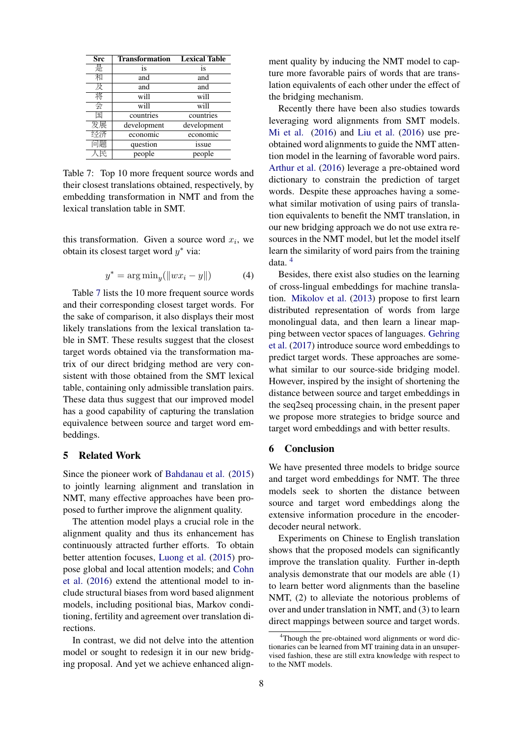| Src | Transformation | Lexical Table |
| --- | --- | --- |
| 是 | is | is |
| 和 | and | and |
| 及 | and | and |
| 将 | will | will |
| 会 | will | will |
| 国 | countries | countries |
| 发展 | development | development |
| 经济 | economic | economic |
| 问题 | question | issue |
| 人民 | people | people |

Table 7: Top 10 more frequent source words and their closest translations obtained, respectively, by embedding transformation in NMT and from the lexical translation table in SMT.

this transformation. Given a source word $x_i$, we obtain its closest target word $y^*$ via:

$$y^* = \arg\min_y (\|wx_i - y\|) \tag{4}$$

Table 7 lists the 10 more frequent source words and their corresponding closest target words. For the sake of comparison, it also displays their most likely translations from the lexical translation table in SMT. These results suggest that the closest target words obtained via the transformation matrix of our direct bridging method are very consistent with those obtained from the SMT lexical table, containing only admissible translation pairs. These data thus suggest that our improved model has a good capability of capturing the translation equivalence between source and target word embeddings.

## 5 Related Work

Since the pioneer work of Bahdanau et al. (2015) to jointly learning alignment and translation in NMT, many effective approaches have been proposed to further improve the alignment quality.

The attention model plays a crucial role in the alignment quality and thus its enhancement has continuously attracted further efforts. To obtain better attention focuses, Luong et al. (2015) propose global and local attention models; and Cohn et al. (2016) extend the attentional model to include structural biases from word based alignment models, including positional bias, Markov conditioning, fertility and agreement over translation directions.

In contrast, we did not delve into the attention model or sought to redesign it in our new bridging proposal. And yet we achieve enhanced alignment quality by inducing the NMT model to capture more favorable pairs of words that are translation equivalents of each other under the effect of the bridging mechanism.

Recently there have been also studies towards leveraging word alignments from SMT models. Mi et al. (2016) and Liu et al. (2016) use pre-obtained word alignments to guide the NMT attention model in the learning of favorable word pairs. Arthur et al. (2016) leverage a pre-obtained word dictionary to constrain the prediction of target words. Despite these approaches having a somewhat similar motivation of using pairs of translation equivalents to benefit the NMT translation, in our new bridging approach we do not use extra resources in the NMT model, but let the model itself learn the similarity of word pairs from the training data.[4]

Besides, there exist also studies on the learning of cross-lingual embeddings for machine translation. Mikolov et al. (2013) propose to first learn distributed representation of words from large monolingual data, and then learn a linear mapping between vector spaces of languages. Gehring et al. (2017) introduce source word embeddings to predict target words. These approaches are somewhat similar to our source-side bridging model. However, inspired by the insight of shortening the distance between source and target embeddings in the seq2seq processing chain, in the present paper we propose more strategies to bridge source and target word embeddings and with better results.

## 6 Conclusion

We have presented three models to bridge source and target word embeddings for NMT. The three models seek to shorten the distance between source and target word embeddings along the extensive information procedure in the encoder-decoder neural network.

Experiments on Chinese to English translation shows that the proposed models can significantly improve the translation quality. Further in-depth analysis demonstrate that our models are able (1) to learn better word alignments than the baseline NMT, (2) to alleviate the notorious problems of over and under translation in NMT, and (3) to learn direct mappings between source and target words.

[4] Though the pre-obtained word alignments or word dictionaries can be learned from MT training data in an unsupervised fashion, these are still extra knowledge with respect to the NMT models.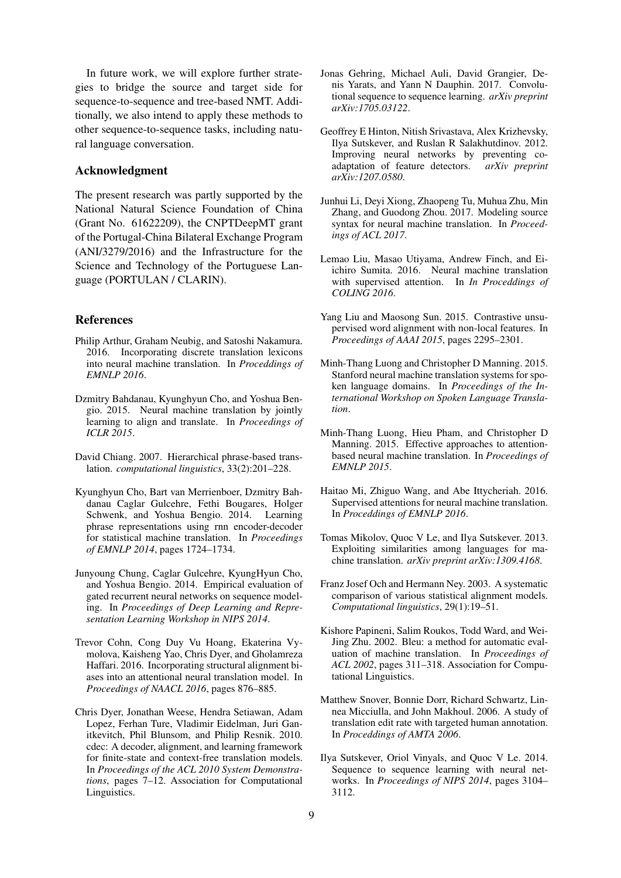In future work, we will explore further strategies to bridge the source and target side for sequence-to-sequence and tree-based NMT. Additionally, we also intend to apply these methods to other sequence-to-sequence tasks, including natural language conversation.

## Acknowledgment

The present research was partly supported by the National Natural Science Foundation of China (Grant No. 61622209), the CNPTDeepMT grant of the Portugal-China Bilateral Exchange Program (ANI/3279/2016) and the Infrastructure for the Science and Technology of the Portuguese Language (PORTULAN / CLARIN).

## References

Philip Arthur, Graham Neubig, and Satoshi Nakamura. 2016. Incorporating discrete translation lexicons into neural machine translation. In *Proceddings of EMNLP 2016*.

Dzmitry Bahdanau, Kyunghyun Cho, and Yoshua Bengio. 2015. Neural machine translation by jointly learning to align and translate. In *Proceedings of ICLR 2015*.

David Chiang. 2007. Hierarchical phrase-based translation. *computational linguistics*, 33(2):201–228.

Kyunghyun Cho, Bart van Merrienboer, Dzmitry Bahdanau Caglar Gulcehre, Fethi Bougares, Holger Schwenk, and Yoshua Bengio. 2014. Learning phrase representations using rnn encoder-decoder for statistical machine translation. In *Proceedings of EMNLP 2014*, pages 1724–1734.

Junyoung Chung, Caglar Gulcehre, KyungHyun Cho, and Yoshua Bengio. 2014. Empirical evaluation of gated recurrent neural networks on sequence modeling. In *Proceedings of Deep Learning and Representation Learning Workshop in NIPS 2014*.

Trevor Cohn, Cong Duy Vu Hoang, Ekaterina Vymolova, Kaisheng Yao, Chris Dyer, and Gholamreza Haffari. 2016. Incorporating structural alignment biases into an attentional neural translation model. In *Proceedings of NAACL 2016*, pages 876–885.

Chris Dyer, Jonathan Weese, Hendra Setiawan, Adam Lopez, Ferhan Ture, Vladimir Eidelman, Juri Ganitkevitch, Phil Blunsom, and Philip Resnik. 2010. cdec: A decoder, alignment, and learning framework for finite-state and context-free translation models. In *Proceedings of the ACL 2010 System Demonstrations*, pages 7–12. Association for Computational Linguistics.

Jonas Gehring, Michael Auli, David Grangier, Denis Yarats, and Yann N Dauphin. 2017. Convolutional sequence to sequence learning. *arXiv preprint arXiv:1705.03122*.

Geoffrey E Hinton, Nitish Srivastava, Alex Krizhevsky, Ilya Sutskever, and Ruslan R Salakhutdinov. 2012. Improving neural networks by preventing co-adaptation of feature detectors. *arXiv preprint arXiv:1207.0580*.

Junhui Li, Deyi Xiong, Zhaopeng Tu, Muhua Zhu, Min Zhang, and Guodong Zhou. 2017. Modeling source syntax for neural machine translation. In *Proceedings of ACL 2017*.

Lemao Liu, Masao Utiyama, Andrew Finch, and Eiichiro Sumita. 2016. Neural machine translation with supervised attention. In *In Proceddings of COLING 2016*.

Yang Liu and Maosong Sun. 2015. Contrastive unsupervised word alignment with non-local features. In *Proceedings of AAAI 2015*, pages 2295–2301.

Minh-Thang Luong and Christopher D Manning. 2015. Stanford neural machine translation systems for spoken language domains. In *Proceedings of the International Workshop on Spoken Language Translation*.

Minh-Thang Luong, Hieu Pham, and Christopher D Manning. 2015. Effective approaches to attention-based neural machine translation. In *Proceedings of EMNLP 2015*.

Haitao Mi, Zhiguo Wang, and Abe Ittycheriah. 2016. Supervised attentions for neural machine translation. In *Proceddings of EMNLP 2016*.

Tomas Mikolov, Quoc V Le, and Ilya Sutskever. 2013. Exploiting similarities among languages for machine translation. *arXiv preprint arXiv:1309.4168*.

Franz Josef Och and Hermann Ney. 2003. A systematic comparison of various statistical alignment models. *Computational linguistics*, 29(1):19–51.

Kishore Papineni, Salim Roukos, Todd Ward, and Wei-Jing Zhu. 2002. Bleu: a method for automatic evaluation of machine translation. In *Proceedings of ACL 2002*, pages 311–318. Association for Computational Linguistics.

Matthew Snover, Bonnie Dorr, Richard Schwartz, Linnea Micciulla, and John Makhoul. 2006. A study of translation edit rate with targeted human annotation. In *Proceddings of AMTA 2006*.

Ilya Sutskever, Oriol Vinyals, and Quoc V Le. 2014. Sequence to sequence learning with neural networks. In *Proceedings of NIPS 2014*, pages 3104–3112.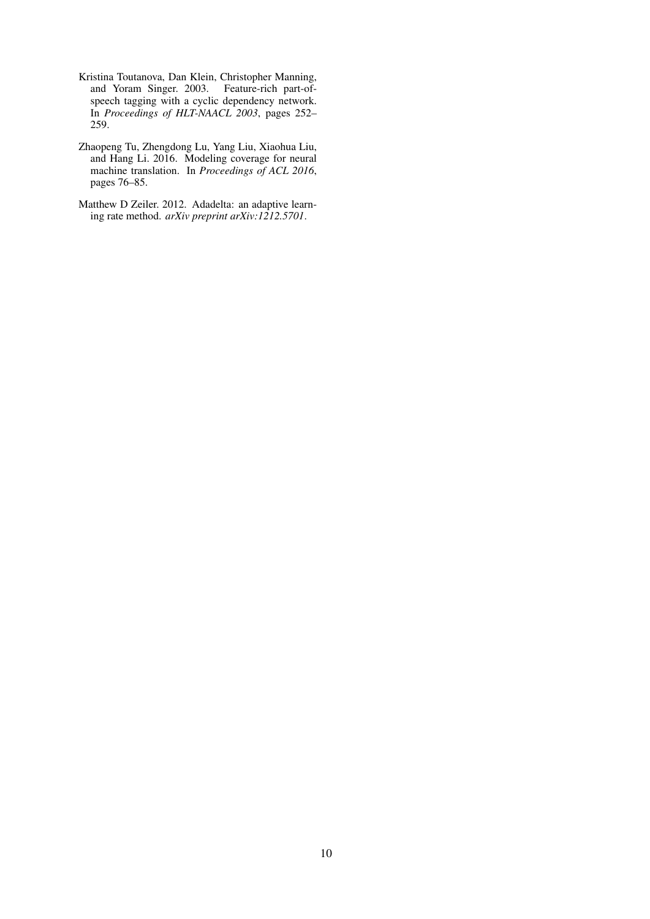Kristina Toutanova, Dan Klein, Christopher Manning, and Yoram Singer. 2003. Feature-rich part-of-speech tagging with a cyclic dependency network. In *Proceedings of HLT-NAACL 2003*, pages 252–259.

Zhaopeng Tu, Zhengdong Lu, Yang Liu, Xiaohua Liu, and Hang Li. 2016. Modeling coverage for neural machine translation. In *Proceedings of ACL 2016*, pages 76–85.

Matthew D Zeiler. 2012. Adadelta: an adaptive learning rate method. *arXiv preprint arXiv:1212.5701*.